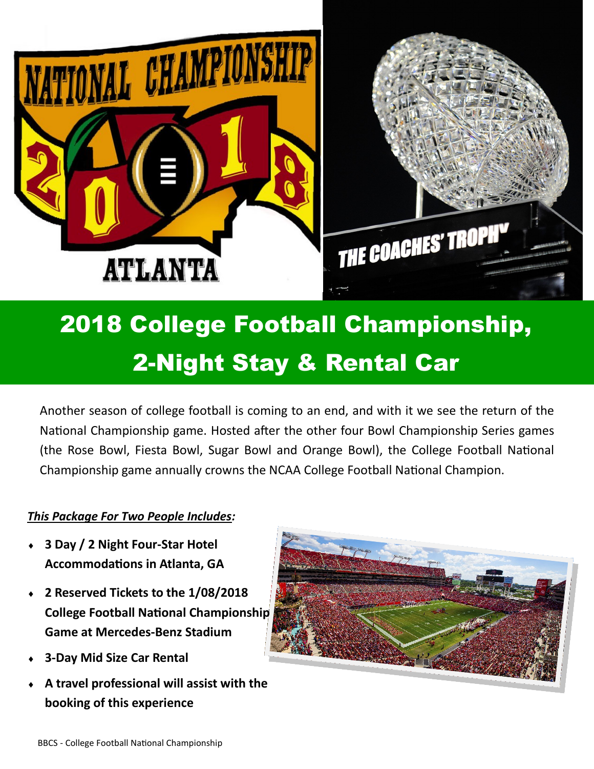# 2018 College Football Championship, 2-Night Stay & Rental Car

Another season of college football is coming to an end, and with it we see the return of the National Championship game. Hosted after the other four Bowl Championship Series games (the Rose Bowl, Fiesta Bowl, Sugar Bowl and Orange Bowl), the College Football National Championship game annually crowns the NCAA College Football National Champion.

***This Package For Two People Includes:***

- **3 Day / 2 Night Four-Star Hotel Accommodations in Atlanta, GA**
- **2 Reserved Tickets to the 1/08/2018 College Football National Championship Game at Mercedes-Benz Stadium**
- **3-Day Mid Size Car Rental**
- **A travel professional will assist with the booking of this experience**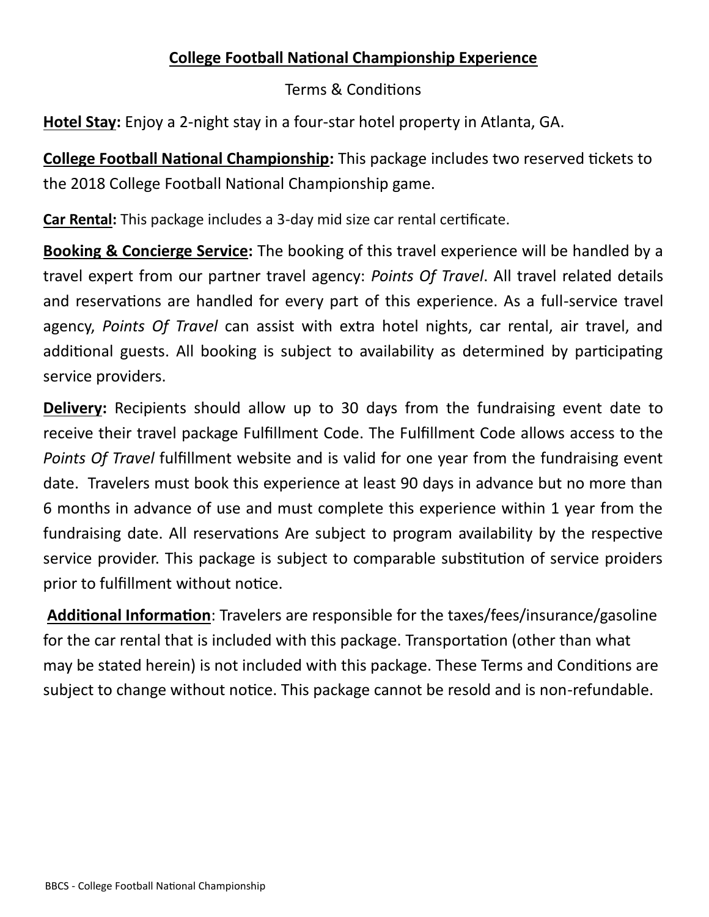## College Football National Championship Experience

Terms & Conditions

**Hotel Stay:** Enjoy a 2-night stay in a four-star hotel property in Atlanta, GA.

**College Football National Championship:** This package includes two reserved tickets to the 2018 College Football National Championship game.

**Car Rental:** This package includes a 3-day mid size car rental certificate.

**Booking & Concierge Service:** The booking of this travel experience will be handled by a travel expert from our partner travel agency: *Points Of Travel*. All travel related details and reservations are handled for every part of this experience. As a full-service travel agency, *Points Of Travel* can assist with extra hotel nights, car rental, air travel, and additional guests. All booking is subject to availability as determined by participating service providers.

**Delivery:** Recipients should allow up to 30 days from the fundraising event date to receive their travel package Fulfillment Code. The Fulfillment Code allows access to the *Points Of Travel* fulfillment website and is valid for one year from the fundraising event date. Travelers must book this experience at least 90 days in advance but no more than 6 months in advance of use and must complete this experience within 1 year from the fundraising date. All reservations Are subject to program availability by the respective service provider. This package is subject to comparable substitution of service proiders prior to fulfillment without notice.

**Additional Information**: Travelers are responsible for the taxes/fees/insurance/gasoline for the car rental that is included with this package. Transportation (other than what may be stated herein) is not included with this package. These Terms and Conditions are subject to change without notice. This package cannot be resold and is non-refundable.